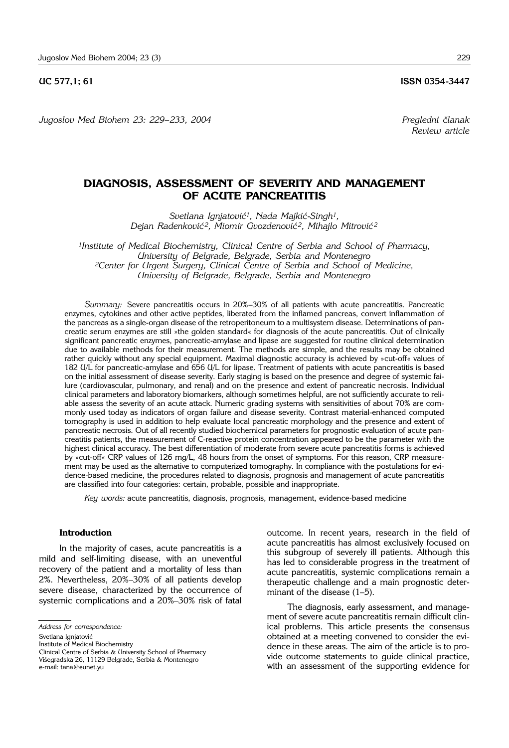UC 577,1; 61

ISSN 0354-3447

*Pregledni članak*
*Review article*

# DIAGNOSIS, ASSESSMENT OF SEVERITY AND MANAGEMENT OF ACUTE PANCREATITIS

*Svetlana Ignjatović[1], Nada Majkić-Singh[1], Dejan Radenković[2], Miomir Gvozdenović[2], Mihajlo Mitrović[2]*

*[1]Institute of Medical Biochemistry, Clinical Centre of Serbia and School of Pharmacy, University of Belgrade, Belgrade, Serbia and Montenegro*
*[2]Center for Urgent Surgery, Clinical Centre of Serbia and School of Medicine, University of Belgrade, Belgrade, Serbia and Montenegro*

*Summary:* Severe pancreatitis occurs in 20%–30% of all patients with acute pancreatitis. Pancreatic enzymes, cytokines and other active peptides, liberated from the inflamed pancreas, convert inflammation of the pancreas as a single-organ disease of the retroperitoneum to a multisystem disease. Determinations of pancreatic serum enzymes are still »the golden standard« for diagnosis of the acute pancreatitis. Out of clinically significant pancreatic enzymes, pancreatic-amylase and lipase are suggested for routine clinical determination due to available methods for their measurement. The methods are simple, and the results may be obtained rather quickly without any special equipment. Maximal diagnostic accuracy is achieved by »cut-off« values of 182 U/L for pancreatic-amylase and 656 U/L for lipase. Treatment of patients with acute pancreatitis is based on the initial assessment of disease severity. Early staging is based on the presence and degree of systemic failure (cardiovascular, pulmonary, and renal) and on the presence and extent of pancreatic necrosis. Individual clinical parameters and laboratory biomarkers, although sometimes helpful, are not sufficiently accurate to reliable assess the severity of an acute attack. Numeric grading systems with sensitivities of about 70% are commonly used today as indicators of organ failure and disease severity. Contrast material-enhanced computed tomography is used in addition to help evaluate local pancreatic morphology and the presence and extent of pancreatic necrosis. Out of all recently studied biochemical parameters for prognostic evaluation of acute pancreatitis patients, the measurement of C-reactive protein concentration appeared to be the parameter with the highest clinical accuracy. The best differentiation of moderate from severe acute pancreatitis forms is achieved by »cut-off« CRP values of 126 mg/L, 48 hours from the onset of symptoms. For this reason, CRP measurement may be used as the alternative to computerized tomography. In compliance with the postulations for evidence-based medicine, the procedures related to diagnosis, prognosis and management of acute pancreatitis are classified into four categories: certain, probable, possible and inappropriate.

*Key words:* acute pancreatitis, diagnosis, prognosis, management, evidence-based medicine

## Introduction

In the majority of cases, acute pancreatitis is a mild and self-limiting disease, with an uneventful recovery of the patient and a mortality of less than 2%. Nevertheless, 20%–30% of all patients develop severe disease, characterized by the occurrence of systemic complications and a 20%–30% risk of fatal outcome. In recent years, research in the field of acute pancreatitis has almost exclusively focused on this subgroup of severely ill patients. Although this has led to considerable progress in the treatment of acute pancreatitis, systemic complications remain a therapeutic challenge and a main prognostic determinant of the disease (1–5).

The diagnosis, early assessment, and management of severe acute pancreatitis remain difficult clinical problems. This article presents the consensus obtained at a meeting convened to consider the evidence in these areas. The aim of the article is to provide outcome statements to guide clinical practice, with an assessment of the supporting evidence for

*Address for correspondence:*

Svetlana Ignjatović
Institute of Medical Biochemistry
Clinical Centre of Serbia & University School of Pharmacy
Višegradska 26, 11129 Belgrade, Serbia & Montenegro
e-mail: tana@eunet.yu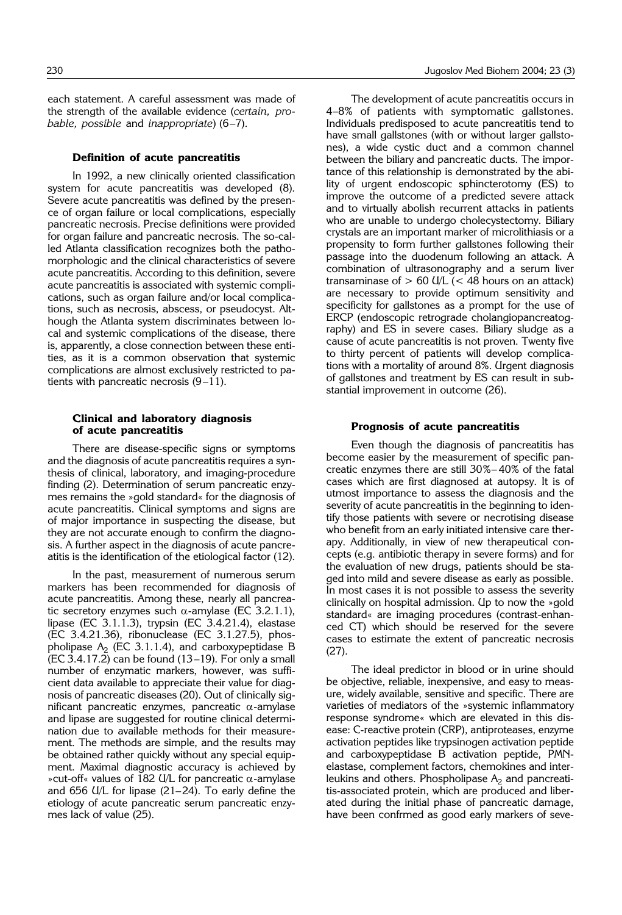each statement. A careful assessment was made of the strength of the available evidence (*certain, probable, possible* and *inappropriate*) (6–7).

### Definition of acute pancreatitis

In 1992, a new clinically oriented classification system for acute pancreatitis was developed (8). Severe acute pancreatitis was defined by the presence of organ failure or local complications, especially pancreatic necrosis. Precise definitions were provided for organ failure and pancreatic necrosis. The so-called Atlanta classification recognizes both the pathomorphologic and the clinical characteristics of severe acute pancreatitis. According to this definition, severe acute pancreatitis is associated with systemic complications, such as organ failure and/or local complications, such as necrosis, abscess, or pseudocyst. Although the Atlanta system discriminates between local and systemic complications of the disease, there is, apparently, a close connection between these entities, as it is a common observation that systemic complications are almost exclusively restricted to patients with pancreatic necrosis (9–11).

### Clinical and laboratory diagnosis of acute pancreatitis

There are disease-specific signs or symptoms and the diagnosis of acute pancreatitis requires a synthesis of clinical, laboratory, and imaging-procedure finding (2). Determination of serum pancreatic enzymes remains the »gold standard« for the diagnosis of acute pancreatitis. Clinical symptoms and signs are of major importance in suspecting the disease, but they are not accurate enough to confirm the diagnosis. A further aspect in the diagnosis of acute pancreatitis is the identification of the etiological factor (12).

In the past, measurement of numerous serum markers has been recommended for diagnosis of acute pancreatitis. Among these, nearly all pancreatic secretory enzymes such $\alpha$-amylase (EC 3.2.1.1), lipase (EC 3.1.1.3), trypsin (EC 3.4.21.4), elastase (EC 3.4.21.36), ribonuclease (EC 3.1.27.5), phospholipase $A_2$ (EC 3.1.1.4), and carboxypeptidase B (EC 3.4.17.2) can be found (13–19). For only a small number of enzymatic markers, however, was sufficient data available to appreciate their value for diagnosis of pancreatic diseases (20). Out of clinically significant pancreatic enzymes, pancreatic $\alpha$-amylase and lipase are suggested for routine clinical determination due to available methods for their measurement. The methods are simple, and the results may be obtained rather quickly without any special equipment. Maximal diagnostic accuracy is achieved by »cut-off« values of 182 U/L for pancreatic $\alpha$-amylase and 656 U/L for lipase (21–24). To early define the etiology of acute pancreatic serum pancreatic enzymes lack of value (25).

The development of acute pancreatitis occurs in 4–8% of patients with symptomatic gallstones. Individuals predisposed to acute pancreatitis tend to have small gallstones (with or without larger gallstones), a wide cystic duct and a common channel between the biliary and pancreatic ducts. The importance of this relationship is demonstrated by the ability of urgent endoscopic sphincterotomy (ES) to improve the outcome of a predicted severe attack and to virtually abolish recurrent attacks in patients who are unable to undergo cholecystectomy. Biliary crystals are an important marker of microlithiasis or a propensity to form further gallstones following their passage into the duodenum following an attack. A combination of ultrasonography and a serum liver transaminase of > 60 U/L (< 48 hours on an attack) are necessary to provide optimum sensitivity and specificity for gallstones as a prompt for the use of ERCP (endoscopic retrograde cholangiopancreatography) and ES in severe cases. Biliary sludge as a cause of acute pancreatitis is not proven. Twenty five to thirty percent of patients will develop complications with a mortality of around 8%. Urgent diagnosis of gallstones and treatment by ES can result in substantial improvement in outcome (26).

### Prognosis of acute pancreatitis

Even though the diagnosis of pancreatitis has become easier by the measurement of specific pancreatic enzymes there are still 30%–40% of the fatal cases which are first diagnosed at autopsy. It is of utmost importance to assess the diagnosis and the severity of acute pancreatitis in the beginning to identify those patients with severe or necrotising disease who benefit from an early initiated intensive care therapy. Additionally, in view of new therapeutical concepts (e.g. antibiotic therapy in severe forms) and for the evaluation of new drugs, patients should be staged into mild and severe disease as early as possible. In most cases it is not possible to assess the severity clinically on hospital admission. Up to now the »gold standard« are imaging procedures (contrast-enhanced CT) which should be reserved for the severe cases to estimate the extent of pancreatic necrosis (27).

The ideal predictor in blood or in urine should be objective, reliable, inexpensive, and easy to measure, widely available, sensitive and specific. There are varieties of mediators of the »systemic inflammatory response syndrome« which are elevated in this disease: C-reactive protein (CRP), antiproteases, enzyme activation peptides like trypsinogen activation peptide and carboxypeptidase B activation peptide, PMN-elastase, complement factors, chemokines and interleukins and others. Phospholipase $A_2$ and pancreatitis-associated protein, which are produced and liberated during the initial phase of pancreatic damage, have been confrmed as good early markers of seve-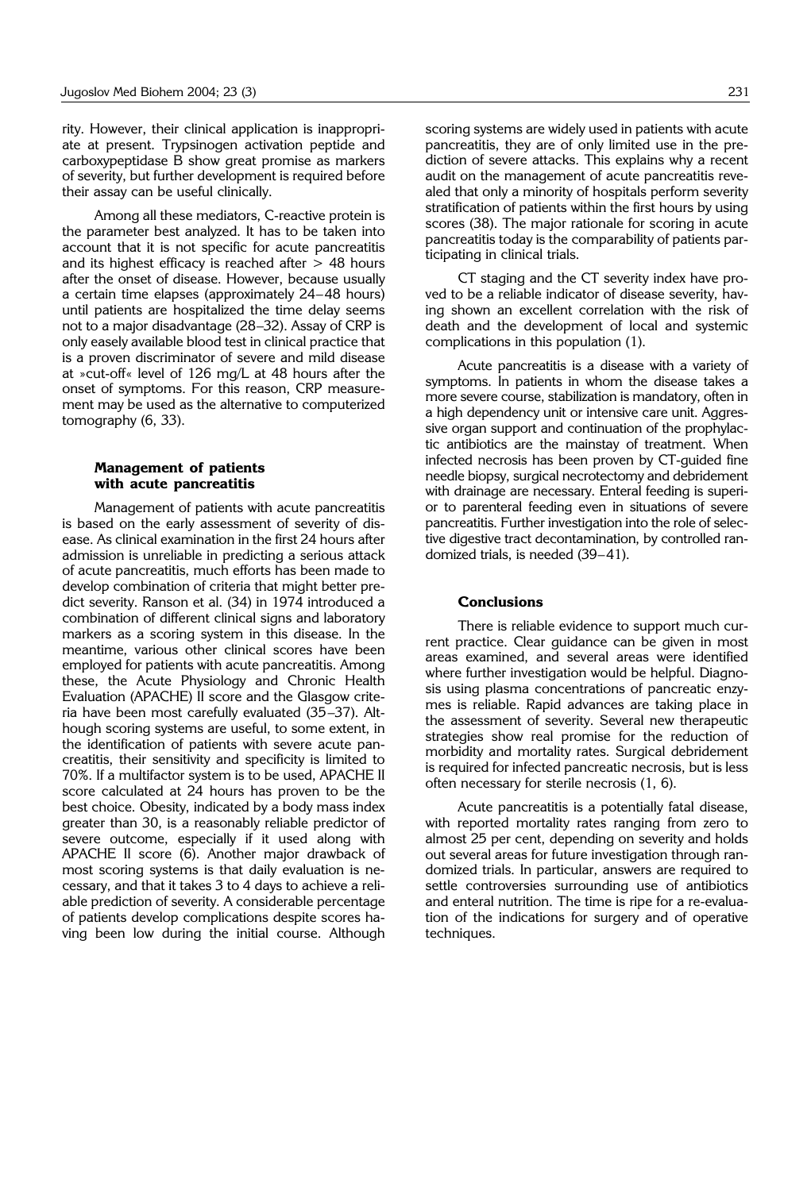rity. However, their clinical application is inappropriate at present. Trypsinogen activation peptide and carboxypeptidase B show great promise as markers of severity, but further development is required before their assay can be useful clinically.

Among all these mediators, C-reactive protein is the parameter best analyzed. It has to be taken into account that it is not specific for acute pancreatitis and its highest efficacy is reached after > 48 hours after the onset of disease. However, because usually a certain time elapses (approximately 24–48 hours) until patients are hospitalized the time delay seems not to a major disadvantage (28–32). Assay of CRP is only easely available blood test in clinical practice that is a proven discriminator of severe and mild disease at »cut-off« level of 126 mg/L at 48 hours after the onset of symptoms. For this reason, CRP measurement may be used as the alternative to computerized tomography (6, 33).

### Management of patients with acute pancreatitis

Management of patients with acute pancreatitis is based on the early assessment of severity of disease. As clinical examination in the first 24 hours after admission is unreliable in predicting a serious attack of acute pancreatitis, much efforts has been made to develop combination of criteria that might better predict severity. Ranson et al. (34) in 1974 introduced a combination of different clinical signs and laboratory markers as a scoring system in this disease. In the meantime, various other clinical scores have been employed for patients with acute pancreatitis. Among these, the Acute Physiology and Chronic Health Evaluation (APACHE) II score and the Glasgow criteria have been most carefully evaluated (35–37). Although scoring systems are useful, to some extent, in the identification of patients with severe acute pancreatitis, their sensitivity and specificity is limited to 70%. If a multifactor system is to be used, APACHE II score calculated at 24 hours has proven to be the best choice. Obesity, indicated by a body mass index greater than 30, is a reasonably reliable predictor of severe outcome, especially if it used along with APACHE II score (6). Another major drawback of most scoring systems is that daily evaluation is necessary, and that it takes 3 to 4 days to achieve a reliable prediction of severity. A considerable percentage of patients develop complications despite scores having been low during the initial course. Although scoring systems are widely used in patients with acute pancreatitis, they are of only limited use in the prediction of severe attacks. This explains why a recent audit on the management of acute pancreatitis revealed that only a minority of hospitals perform severity stratification of patients within the first hours by using scores (38). The major rationale for scoring in acute pancreatitis today is the comparability of patients participating in clinical trials.

CT staging and the CT severity index have proved to be a reliable indicator of disease severity, having shown an excellent correlation with the risk of death and the development of local and systemic complications in this population (1).

Acute pancreatitis is a disease with a variety of symptoms. In patients in whom the disease takes a more severe course, stabilization is mandatory, often in a high dependency unit or intensive care unit. Aggressive organ support and continuation of the prophylactic antibiotics are the mainstay of treatment. When infected necrosis has been proven by CT-guided fine needle biopsy, surgical necrotectomy and debridement with drainage are necessary. Enteral feeding is superior to parenteral feeding even in situations of severe pancreatitis. Further investigation into the role of selective digestive tract decontamination, by controlled randomized trials, is needed (39–41).

### Conclusions

There is reliable evidence to support much current practice. Clear guidance can be given in most areas examined, and several areas were identified where further investigation would be helpful. Diagnosis using plasma concentrations of pancreatic enzymes is reliable. Rapid advances are taking place in the assessment of severity. Several new therapeutic strategies show real promise for the reduction of morbidity and mortality rates. Surgical debridement is required for infected pancreatic necrosis, but is less often necessary for sterile necrosis (1, 6).

Acute pancreatitis is a potentially fatal disease, with reported mortality rates ranging from zero to almost 25 per cent, depending on severity and holds out several areas for future investigation through randomized trials. In particular, answers are required to settle controversies surrounding use of antibiotics and enteral nutrition. The time is ripe for a re-evaluation of the indications for surgery and of operative techniques.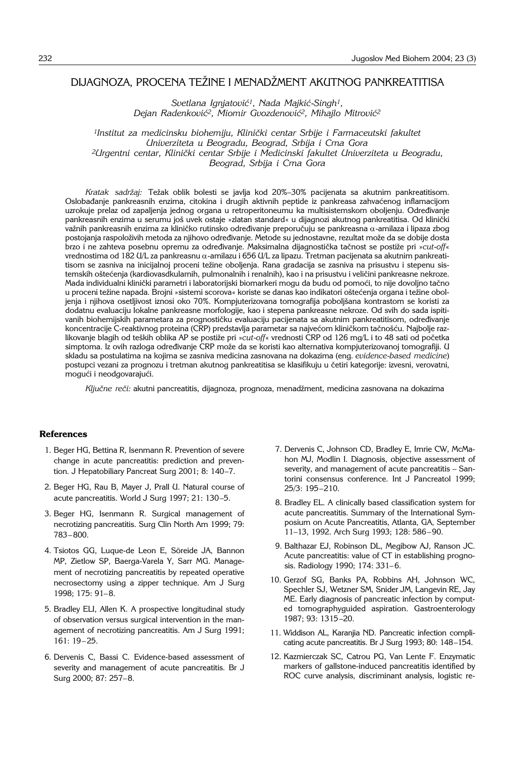# DIJAGNOZA, PROCENA TEŽINE I MENADŽMENT AKUTNOG PANKREATITISA

*Svetlana Ignjatović[1], Nada Majkić-Singh[1], Dejan Radenković[2], Miomir Gvozdenović[2], Mihajlo Mitrović[2]*

*[1]Institut za medicinsku biohemiju, Klinički centar Srbije i Farmaceutski fakultet Univerziteta u Beogradu, Beograd, Srbija i Crna Gora*
*[2]Urgentni centar, Klinički centar Srbije i Medicinski fakultet Univerziteta u Beogradu, Beograd, Srbija i Crna Gora*

*Kratak sadržaj:* Težak oblik bolesti se javlja kod 20%–30% pacijenata sa akutnim pankreatitisom. Oslobađanje pankreasnih enzima, citokina i drugih aktivnih peptida iz pankreasa zahvaćenog inflamacijom uzrokuje prelaz od zapaljenja jednog organa u retroperitoneumu ka multisistemskom oboljenju. Određivanje pankreasnih enzima u serumu još uvek ostaje »zlatan standard« u dijagnozi akutnog pankreatitisa. Od klinički važnih pankreasnih enzima za kliničko rutinsko određivanje preporučuju se pankreasna $\alpha$-amilaza i lipaza zbog postojanja raspoloživih metoda za njihovo određivanje. Metode su jednostavne, rezultat može da se dobije dosta brzo i ne zahteva posebnu opremu za određivanje. Maksimalna dijagnostička tačnost se postiže pri »*cut-off*« vrednostima od 182 U/L za pankreasnu $\alpha$-amilazu i 656 U/L za lipazu. Tretman pacijenata sa akutnim pankreatitisom se zasniva na inicijalnoj proceni težine oboljenja. Rana gradacija se zasniva na prisustvu i stepenu sistemskih oštećenja (kardiovasdkularnih, pulmonalnih i renalnih), kao i na prisustvu i veličini pankreasne nekroze. Mada individualni klinički parametri i laboratorijski biomarkeri mogu da budu od pomoći, to nije dovoljno tačno u proceni težine napada. Brojni »sistemi scorova« koriste se danas kao indikatori oštećenja organa i težine oboljenja i njihova osetljivost iznosi oko 70%. Kompjuterizovana tomografija poboljšana kontrastom se koristi za dodatnu evaluaciju lokalne pankreasne morfologije, kao i stepena pankreasne nekroze. Od svih do sada ispitivanih biohemijskih parametara za prognostičku evaluaciju pacijenata sa akutnim pankreatitisom, određivanje koncentracije C-reaktivnog proteina (CRP) predstavlja parametar sa najvećom kliničkom tačnošću. Najbolje razlikovanje blagih od teških oblika AP se postiže pri »*cut-off*« vrednosti CRP od 126 mg/L i to 48 sati od početka simptoma. Iz ovih razloga određivanje CRP može da se koristi kao alternativa kompjuterizovanoj tomografiji. U skladu sa postulatima na kojima se zasniva medicina zasnovana na dokazima (eng. *evidence-based medicine*) postupci vezani za prognozu i tretman akutnog pankreatitisa se klasifikuju u četiri kategorije: izvesni, verovatni, mogući i neodgovarajući.

*Ključne reči:* akutni pancreatitis, dijagnoza, prognoza, menadžment, medicina zasnovana na dokazima

## References

1. Beger HG, Bettina R, Isenmann R. Prevention of severe change in acute pancreatitis: prediction and prevention. J Hepatobiliary Pancreat Surg 2001; 8: 140–7.
2. Beger HG, Rau B, Mayer J, Prall U. Natural course of acute pancreatitis. World J Surg 1997; 21: 130–5.
3. Beger HG, Isenmann R. Surgical management of necrotizing pancreatitis. Surg Clin North Am 1999; 79: 783–800.
4. Tsiotos GG, Luque-de Leon E, Söreide JA, Bannon MP, Zietlow SP, Baerga-Varela Y, Sarr MG. Management of necrotizing pancreatitis by repeated operative necrosectomy using a zipper technique. Am J Surg 1998; 175: 91–8.
5. Bradley ELI, Allen K. A prospective longitudinal study of observation versus surgical intervention in the management of necrotizing pancreatitis. Am J Surg 1991; 161: 19–25.
6. Dervenis C, Bassi C. Evidence-based assessment of severity and management of acute pancreatitis. Br J Surg 2000; 87: 257–8.
7. Dervenis C, Johnson CD, Bradley E, Imrie CW, McMahon MJ, Modlin I. Diagnosis, objective assessment of severity, and management of acute pancreatitis – Santorini consensus conference. Int J Pancreatol 1999; 25/3: 195–210.
8. Bradley EL. A clinically based classification system for acute pancreatitis. Summary of the International Symposium on Acute Pancreatitis, Atlanta, GA, September 11–13, 1992. Arch Surg 1993; 128: 586–90.
9. Balthazar EJ, Robinson DL, Megibow AJ, Ranson JC. Acute pancreatitis: value of CT in establishing prognosis. Radiology 1990; 174: 331–6.
10. Gerzof SG, Banks PA, Robbins AH, Johnson WC, Spechler SJ, Wetzner SM, Snider JM, Langevin RE, Jay ME. Early diagnosis of pancreatic infection by computed tomographyguided aspiration. Gastroenterology 1987; 93: 1315–20.
11. Widdison AL, Karanjia ND. Pancreatic infection complicating acute pancreatitis. Br J Surg 1993; 80: 148–154.
12. Kazmierczak SC, Catrou PG, Van Lente F. Enzymatic markers of gallstone-induced pancreatitis identified by ROC curve analysis, discriminant analysis, logistic re-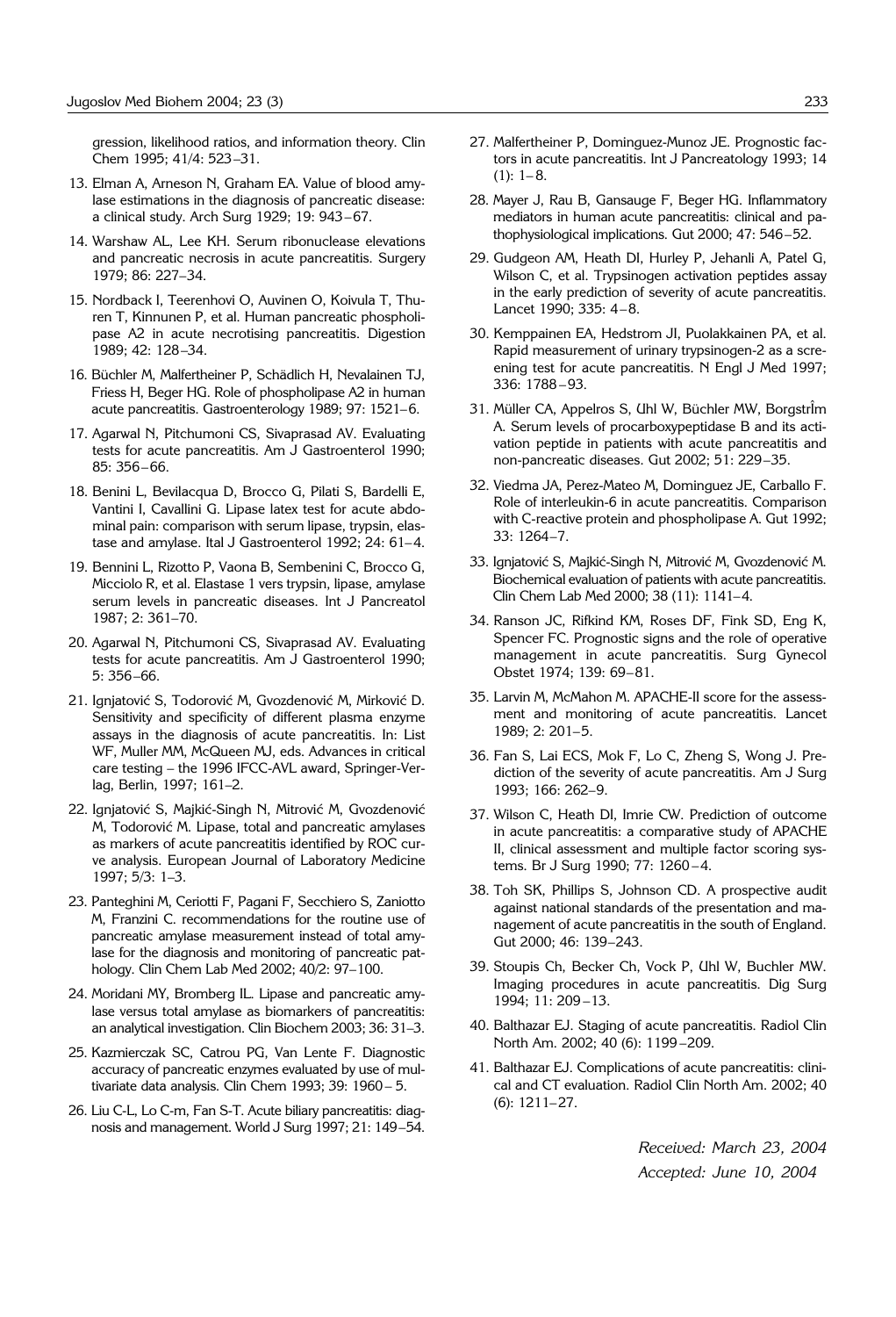gression, likelihood ratios, and information theory. Clin Chem 1995; 41/4: 523–31.

13. Elman A, Arneson N, Graham EA. Value of blood amylase estimations in the diagnosis of pancreatic disease: a clinical study. Arch Surg 1929; 19: 943–67.

14. Warshaw AL, Lee KH. Serum ribonuclease elevations and pancreatic necrosis in acute pancreatitis. Surgery 1979; 86: 227–34.

15. Nordback I, Teerenhovi O, Auvinen O, Koivula T, Thuren T, Kinnunen P, et al. Human pancreatic phospholipase A2 in acute necrotising pancreatitis. Digestion 1989; 42: 128–34.

16. Büchler M, Malfertheiner P, Schädlich H, Nevalainen TJ, Friess H, Beger HG. Role of phospholipase A2 in human acute pancreatitis. Gastroenterology 1989; 97: 1521–6.

17. Agarwal N, Pitchumoni CS, Sivaprasad AV. Evaluating tests for acute pancreatitis. Am J Gastroenterol 1990; 85: 356–66.

18. Benini L, Bevilacqua D, Brocco G, Pilati S, Bardelli E, Vantini I, Cavallini G. Lipase latex test for acute abdominal pain: comparison with serum lipase, trypsin, elastase and amylase. Ital J Gastroenterol 1992; 24: 61–4.

19. Bennini L, Rizotto P, Vaona B, Sembenini C, Brocco G, Micciolo R, et al. Elastase 1 vers trypsin, lipase, amylase serum levels in pancreatic diseases. Int J Pancreatol 1987; 2: 361–70.

20. Agarwal N, Pitchumoni CS, Sivaprasad AV. Evaluating tests for acute pancreatitis. Am J Gastroenterol 1990; 5: 356–66.

21. Ignjatović S, Todorović M, Gvozdenović M, Mirković D. Sensitivity and specificity of different plasma enzyme assays in the diagnosis of acute pancreatitis. In: List WF, Muller MM, McQueen MJ, eds. Advances in critical care testing – the 1996 IFCC-AVL award, Springer-Verlag, Berlin, 1997; 161–2.

22. Ignjatović S, Majkić-Singh N, Mitrović M, Gvozdenović M, Todorović M. Lipase, total and pancreatic amylases as markers of acute pancreatitis identified by ROC curve analysis. European Journal of Laboratory Medicine 1997; 5/3: 1–3.

23. Panteghini M, Ceriotti F, Pagani F, Secchiero S, Zaniotto M, Franzini C. recommendations for the routine use of pancreatic amylase measurement instead of total amylase for the diagnosis and monitoring of pancreatic pathology. Clin Chem Lab Med 2002; 40/2: 97–100.

24. Moridani MY, Bromberg IL. Lipase and pancreatic amylase versus total amylase as biomarkers of pancreatitis: an analytical investigation. Clin Biochem 2003; 36: 31–3.

25. Kazmierczak SC, Catrou PG, Van Lente F. Diagnostic accuracy of pancreatic enzymes evaluated by use of multivariate data analysis. Clin Chem 1993; 39: 1960–5.

26. Liu C-L, Lo C-m, Fan S-T. Acute biliary pancreatitis: diagnosis and management. World J Surg 1997; 21: 149–54.

27. Malfertheiner P, Dominguez-Munoz JE. Prognostic factors in acute pancreatitis. Int J Pancreatology 1993; 14 (1): 1–8.

28. Mayer J, Rau B, Gansauge F, Beger HG. Inflammatory mediators in human acute pancreatitis: clinical and pathophysiological implications. Gut 2000; 47: 546–52.

29. Gudgeon AM, Heath DI, Hurley P, Jehanli A, Patel G, Wilson C, et al. Trypsinogen activation peptides assay in the early prediction of severity of acute pancreatitis. Lancet 1990; 335: 4–8.

30. Kemppainen EA, Hedstrom JI, Puolakkainen PA, et al. Rapid measurement of urinary trypsinogen-2 as a screening test for acute pancreatitis. N Engl J Med 1997; 336: 1788–93.

31. Müller CA, Appelros S, Uhl W, Büchler MW, BorgstrÎm A. Serum levels of procarboxypeptidase B and its activation peptide in patients with acute pancreatitis and non-pancreatic diseases. Gut 2002; 51: 229–35.

32. Viedma JA, Perez-Mateo M, Dominguez JE, Carballo F. Role of interleukin-6 in acute pancreatitis. Comparison with C-reactive protein and phospholipase A. Gut 1992; 33: 1264–7.

33. Ignjatović S, Majkić-Singh N, Mitrović M, Gvozdenović M. Biochemical evaluation of patients with acute pancreatitis. Clin Chem Lab Med 2000; 38 (11): 1141–4.

34. Ranson JC, Rifkind KM, Roses DF, Fink SD, Eng K, Spencer FC. Prognostic signs and the role of operative management in acute pancreatitis. Surg Gynecol Obstet 1974; 139: 69–81.

35. Larvin M, McMahon M. APACHE-II score for the assessment and monitoring of acute pancreatitis. Lancet 1989; 2: 201–5.

36. Fan S, Lai ECS, Mok F, Lo C, Zheng S, Wong J. Prediction of the severity of acute pancreatitis. Am J Surg 1993; 166: 262–9.

37. Wilson C, Heath DI, Imrie CW. Prediction of outcome in acute pancreatitis: a comparative study of APACHE II, clinical assessment and multiple factor scoring systems. Br J Surg 1990; 77: 1260–4.

38. Toh SK, Phillips S, Johnson CD. A prospective audit against national standards of the presentation and management of acute pancreatitis in the south of England. Gut 2000; 46: 139–243.

39. Stoupis Ch, Becker Ch, Vock P, Uhl W, Buchler MW. Imaging procedures in acute pancreatitis. Dig Surg 1994; 11: 209–13.

40. Balthazar EJ. Staging of acute pancreatitis. Radiol Clin North Am. 2002; 40 (6): 1199–209.

41. Balthazar EJ. Complications of acute pancreatitis: clinical and CT evaluation. Radiol Clin North Am. 2002; 40 (6): 1211–27.

*Received: March 23, 2004*

*Accepted: June 10, 2004*